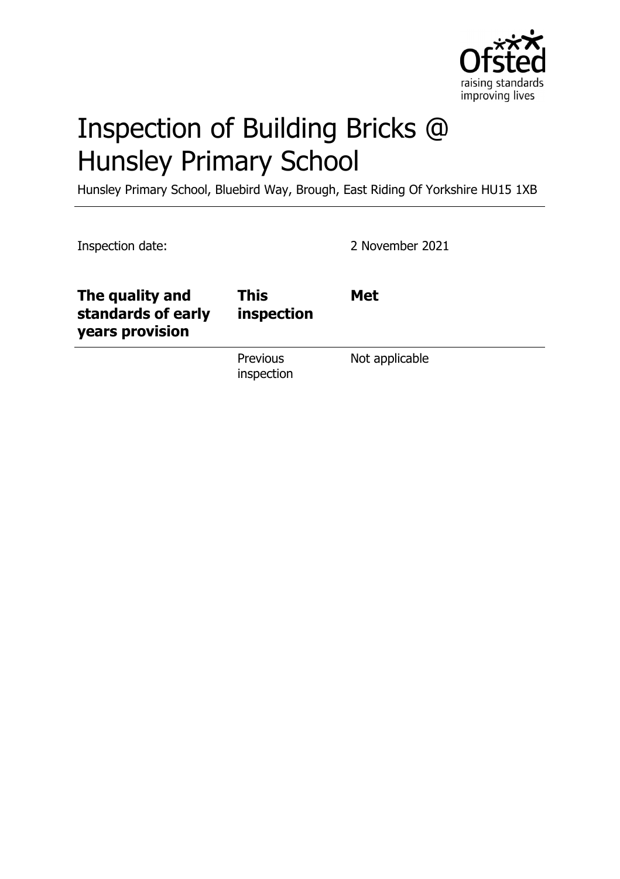# Inspection of Building Bricks @ Hunsley Primary School

Hunsley Primary School, Bluebird Way, Brough, East Riding Of Yorkshire HU15 1XB

Inspection date: 2 November 2021

| The quality and standards of early years provision | This inspection | Met |
| --- | --- | --- |
| | Previous inspection | Not applicable |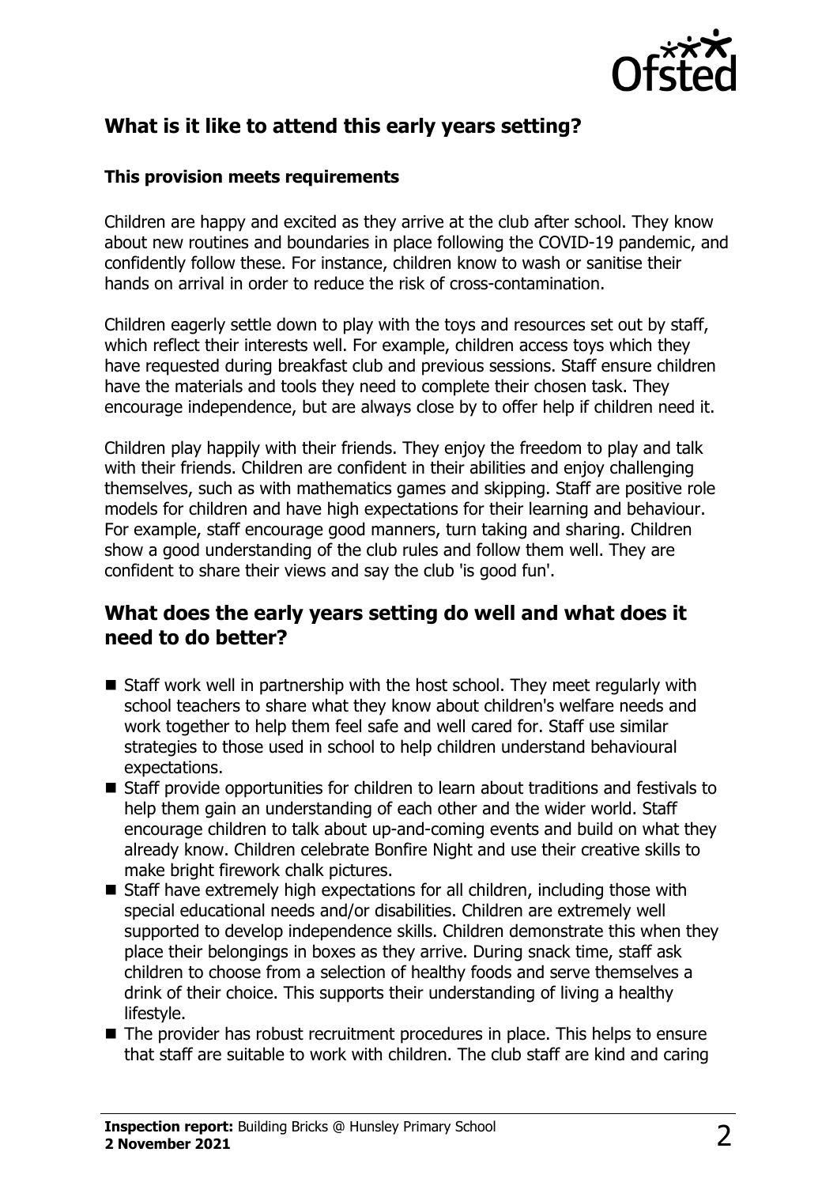## What is it like to attend this early years setting?

### This provision meets requirements

Children are happy and excited as they arrive at the club after school. They know about new routines and boundaries in place following the COVID-19 pandemic, and confidently follow these. For instance, children know to wash or sanitise their hands on arrival in order to reduce the risk of cross-contamination.

Children eagerly settle down to play with the toys and resources set out by staff, which reflect their interests well. For example, children access toys which they have requested during breakfast club and previous sessions. Staff ensure children have the materials and tools they need to complete their chosen task. They encourage independence, but are always close by to offer help if children need it.

Children play happily with their friends. They enjoy the freedom to play and talk with their friends. Children are confident in their abilities and enjoy challenging themselves, such as with mathematics games and skipping. Staff are positive role models for children and have high expectations for their learning and behaviour. For example, staff encourage good manners, turn taking and sharing. Children show a good understanding of the club rules and follow them well. They are confident to share their views and say the club 'is good fun'.

## What does the early years setting do well and what does it need to do better?

- Staff work well in partnership with the host school. They meet regularly with school teachers to share what they know about children's welfare needs and work together to help them feel safe and well cared for. Staff use similar strategies to those used in school to help children understand behavioural expectations.
- Staff provide opportunities for children to learn about traditions and festivals to help them gain an understanding of each other and the wider world. Staff encourage children to talk about up-and-coming events and build on what they already know. Children celebrate Bonfire Night and use their creative skills to make bright firework chalk pictures.
- Staff have extremely high expectations for all children, including those with special educational needs and/or disabilities. Children are extremely well supported to develop independence skills. Children demonstrate this when they place their belongings in boxes as they arrive. During snack time, staff ask children to choose from a selection of healthy foods and serve themselves a drink of their choice. This supports their understanding of living a healthy lifestyle.
- The provider has robust recruitment procedures in place. This helps to ensure that staff are suitable to work with children. The club staff are kind and caring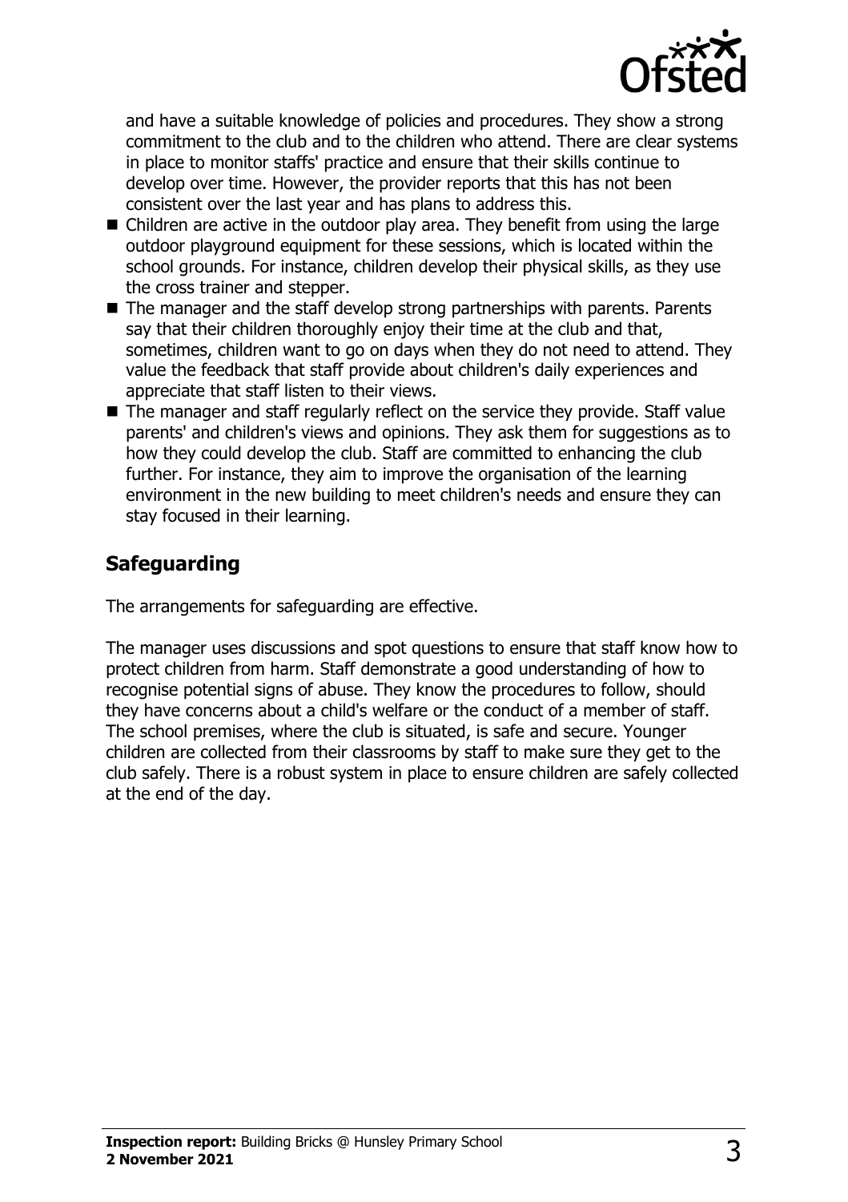and have a suitable knowledge of policies and procedures. They show a strong commitment to the club and to the children who attend. There are clear systems in place to monitor staffs' practice and ensure that their skills continue to develop over time. However, the provider reports that this has not been consistent over the last year and has plans to address this.

- Children are active in the outdoor play area. They benefit from using the large outdoor playground equipment for these sessions, which is located within the school grounds. For instance, children develop their physical skills, as they use the cross trainer and stepper.
- The manager and the staff develop strong partnerships with parents. Parents say that their children thoroughly enjoy their time at the club and that, sometimes, children want to go on days when they do not need to attend. They value the feedback that staff provide about children's daily experiences and appreciate that staff listen to their views.
- The manager and staff regularly reflect on the service they provide. Staff value parents' and children's views and opinions. They ask them for suggestions as to how they could develop the club. Staff are committed to enhancing the club further. For instance, they aim to improve the organisation of the learning environment in the new building to meet children's needs and ensure they can stay focused in their learning.

## Safeguarding

The arrangements for safeguarding are effective.

The manager uses discussions and spot questions to ensure that staff know how to protect children from harm. Staff demonstrate a good understanding of how to recognise potential signs of abuse. They know the procedures to follow, should they have concerns about a child's welfare or the conduct of a member of staff. The school premises, where the club is situated, is safe and secure. Younger children are collected from their classrooms by staff to make sure they get to the club safely. There is a robust system in place to ensure children are safely collected at the end of the day.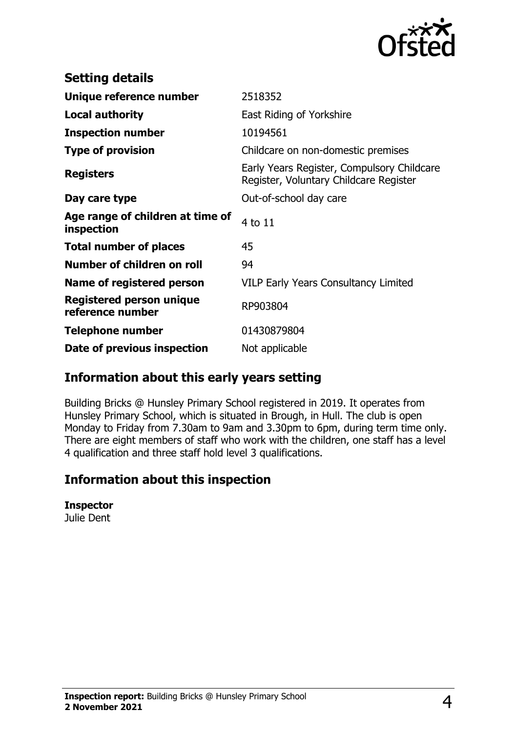## Setting details

| | |
|---|---|
| **Unique reference number** | 2518352 |
| **Local authority** | East Riding of Yorkshire |
| **Inspection number** | 10194561 |
| **Type of provision** | Childcare on non-domestic premises |
| **Registers** | Early Years Register, Compulsory Childcare Register, Voluntary Childcare Register |
| **Day care type** | Out-of-school day care |
| **Age range of children at time of inspection** | 4 to 11 |
| **Total number of places** | 45 |
| **Number of children on roll** | 94 |
| **Name of registered person** | VILP Early Years Consultancy Limited |
| **Registered person unique reference number** | RP903804 |
| **Telephone number** | 01430879804 |
| **Date of previous inspection** | Not applicable |

## Information about this early years setting

Building Bricks @ Hunsley Primary School registered in 2019. It operates from Hunsley Primary School, which is situated in Brough, in Hull. The club is open Monday to Friday from 7.30am to 9am and 3.30pm to 6pm, during term time only. There are eight members of staff who work with the children, one staff has a level 4 qualification and three staff hold level 3 qualifications.

## Information about this inspection

**Inspector**
Julie Dent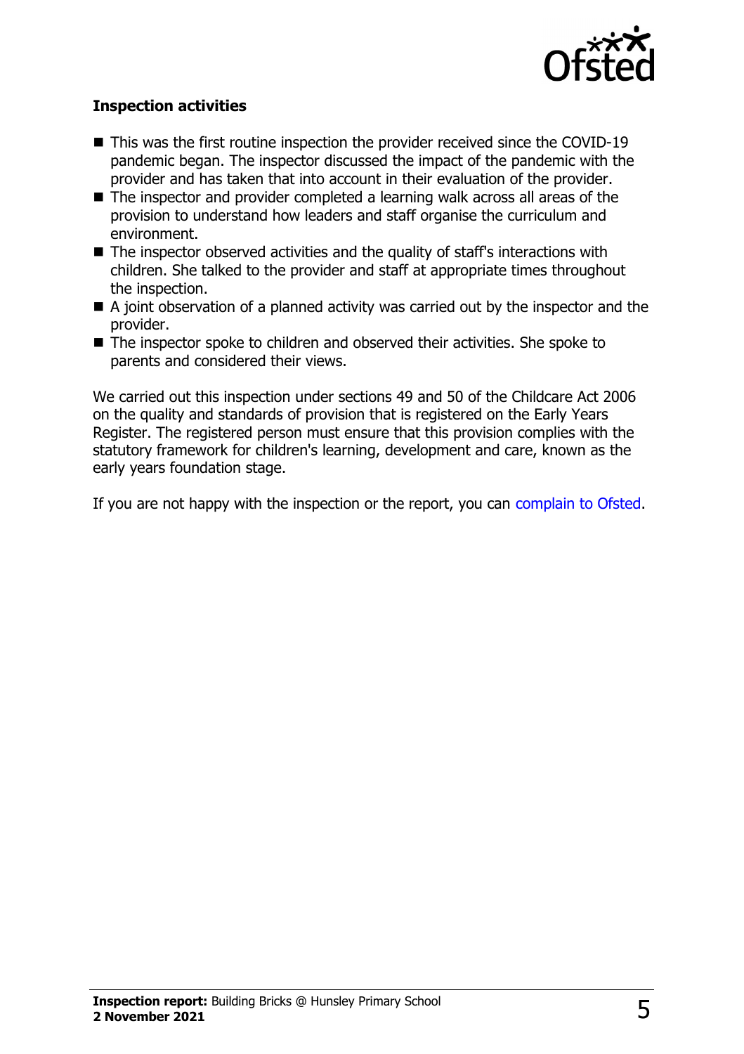**Inspection activities**

- This was the first routine inspection the provider received since the COVID-19 pandemic began. The inspector discussed the impact of the pandemic with the provider and has taken that into account in their evaluation of the provider.
- The inspector and provider completed a learning walk across all areas of the provision to understand how leaders and staff organise the curriculum and environment.
- The inspector observed activities and the quality of staff's interactions with children. She talked to the provider and staff at appropriate times throughout the inspection.
- A joint observation of a planned activity was carried out by the inspector and the provider.
- The inspector spoke to children and observed their activities. She spoke to parents and considered their views.

We carried out this inspection under sections 49 and 50 of the Childcare Act 2006 on the quality and standards of provision that is registered on the Early Years Register. The registered person must ensure that this provision complies with the statutory framework for children's learning, development and care, known as the early years foundation stage.

If you are not happy with the inspection or the report, you can complain to Ofsted.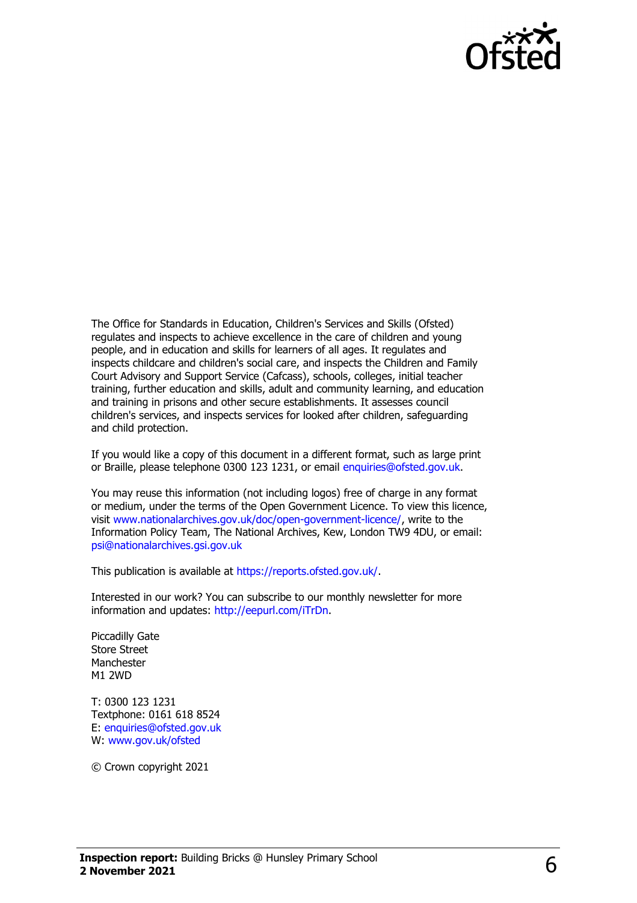The Office for Standards in Education, Children's Services and Skills (Ofsted) regulates and inspects to achieve excellence in the care of children and young people, and in education and skills for learners of all ages. It regulates and inspects childcare and children's social care, and inspects the Children and Family Court Advisory and Support Service (Cafcass), schools, colleges, initial teacher training, further education and skills, adult and community learning, and education and training in prisons and other secure establishments. It assesses council children's services, and inspects services for looked after children, safeguarding and child protection.

If you would like a copy of this document in a different format, such as large print or Braille, please telephone 0300 123 1231, or email enquiries@ofsted.gov.uk.

You may reuse this information (not including logos) free of charge in any format or medium, under the terms of the Open Government Licence. To view this licence, visit www.nationalarchives.gov.uk/doc/open-government-licence/, write to the Information Policy Team, The National Archives, Kew, London TW9 4DU, or email: psi@nationalarchives.gsi.gov.uk

This publication is available at https://reports.ofsted.gov.uk/.

Interested in our work? You can subscribe to our monthly newsletter for more information and updates: http://eepurl.com/iTrDn.

Piccadilly Gate
Store Street
Manchester
M1 2WD

T: 0300 123 1231
Textphone: 0161 618 8524
E: enquiries@ofsted.gov.uk
W: www.gov.uk/ofsted

© Crown copyright 2021